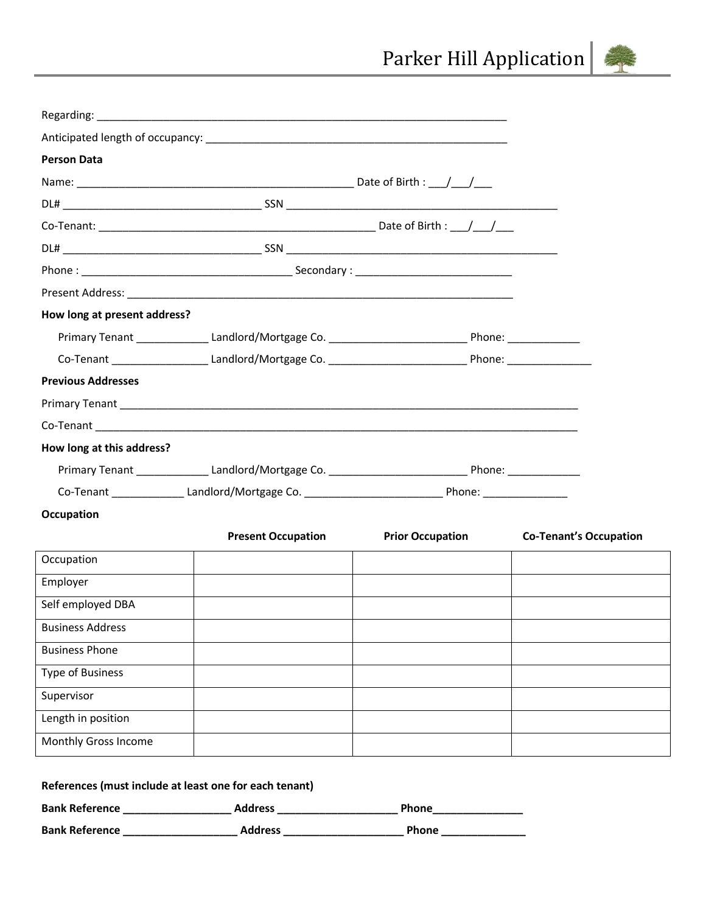# Parker Hill Application

Regarding: ______________________________________________________________________

Anticipated length of occupancy: ___________________________________________________

**Person Data**

Name: _______________________________________________ Date of Birth : ___/___/___

DL# _________________________________ SSN ______________________________________________

Co-Tenant: _______________________________________________ Date of Birth : ___/___/___

DL# _________________________________ SSN ______________________________________________

Phone : ____________________________________ Secondary : __________________________

Present Address: ____________________________________________________________________

**How long at present address?**

Primary Tenant ____________ Landlord/Mortgage Co. _______________________ Phone: ____________

Co-Tenant _______________ Landlord/Mortgage Co. _______________________ Phone: ______________

**Previous Addresses**

Primary Tenant ________________________________________________________________________________

Co-Tenant ____________________________________________________________________________________

**How long at this address?**

Primary Tenant ____________ Landlord/Mortgage Co. _______________________ Phone: ____________

Co-Tenant ____________ Landlord/Mortgage Co. _______________________ Phone: ______________

**Occupation**

| | **Present Occupation** | **Prior Occupation** | **Co-Tenant's Occupation** |
|---|---|---|---|
| Occupation | | | |
| Employer | | | |
| Self employed DBA | | | |
| Business Address | | | |
| Business Phone | | | |
| Type of Business | | | |
| Supervisor | | | |
| Length in position | | | |
| Monthly Gross Income | | | |

**References (must include at least one for each tenant)**

**Bank Reference __________________ Address ____________________ Phone_______________**

**Bank Reference ___________________ Address ____________________ Phone ______________**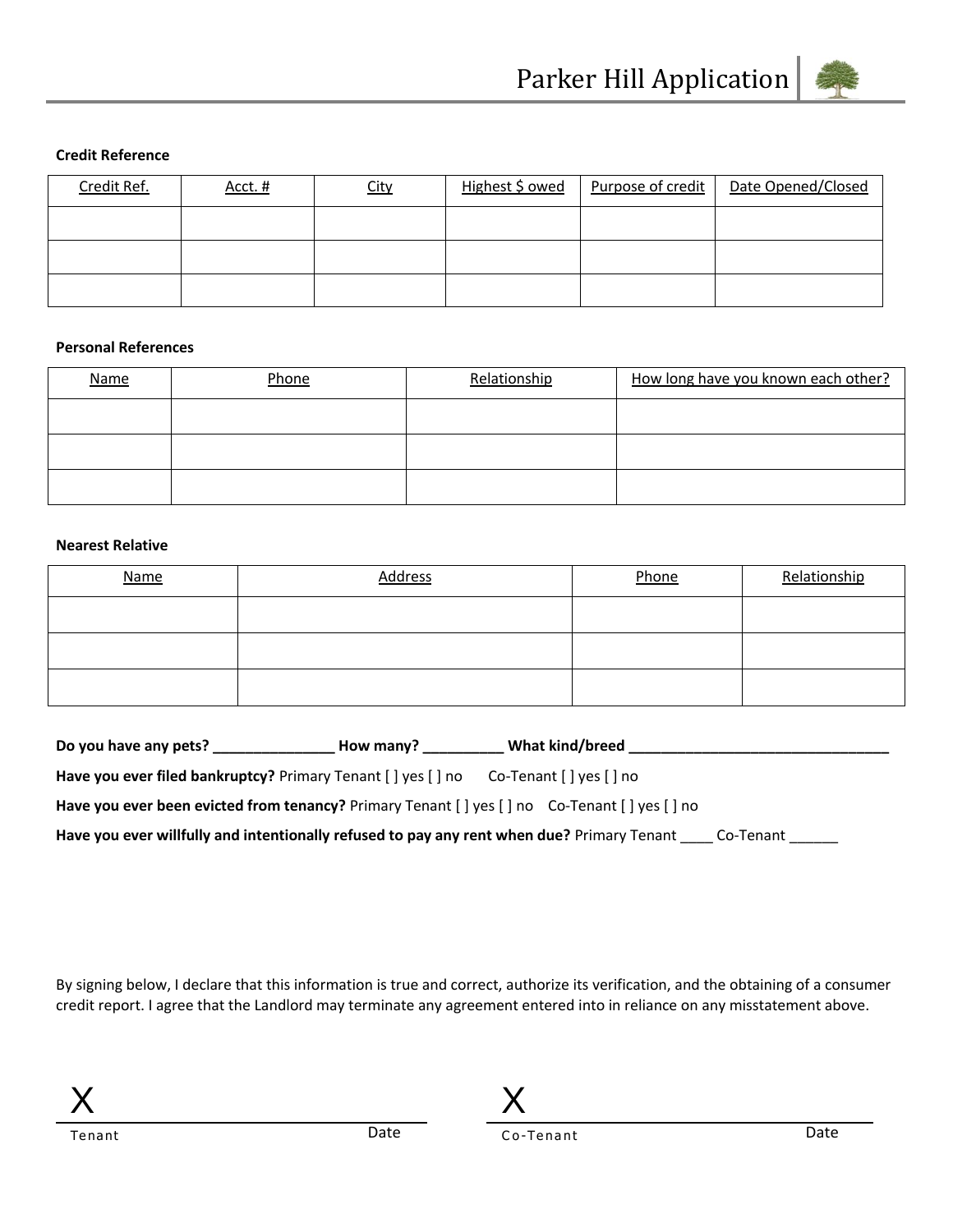**Credit Reference**

| Credit Ref. | Acct. # | City | Highest $ owed | Purpose of credit | Date Opened/Closed |
|---|---|---|---|---|---|
| | | | | | |
| | | | | | |
| | | | | | |

**Personal References**

| Name | Phone | Relationship | How long have you known each other? |
|---|---|---|---|
| | | | |
| | | | |
| | | | |

**Nearest Relative**

| Name | Address | Phone | Relationship |
|---|---|---|---|
| | | | |
| | | | |
| | | | |

**Do you have any pets? _______________ How many? __________ What kind/breed _________________________________**

**Have you ever filed bankruptcy?** Primary Tenant [ ] yes [ ] no Co-Tenant [ ] yes [ ] no

**Have you ever been evicted from tenancy?** Primary Tenant [ ] yes [ ] no Co-Tenant [ ] yes [ ] no

**Have you ever willfully and intentionally refused to pay any rent when due?** Primary Tenant ____ Co-Tenant ______

By signing below, I declare that this information is true and correct, authorize its verification, and the obtaining of a consumer credit report. I agree that the Landlord may terminate any agreement entered into in reliance on any misstatement above.

X ________________________________________ 
Tenant Date

X ________________________________________ 
Co-Tenant Date